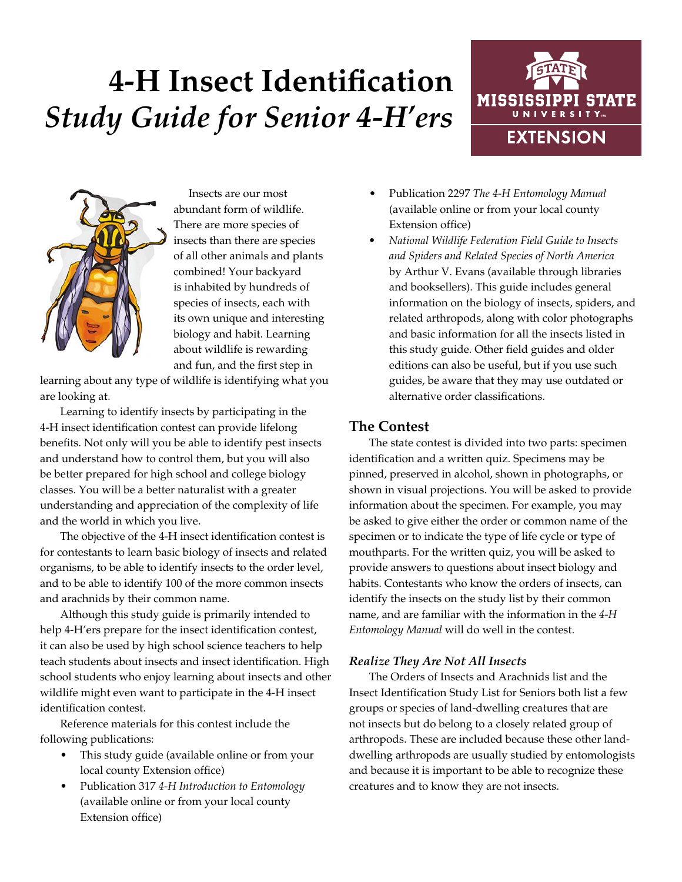# 4-H Insect Identification *Study Guide for Senior 4-H'ers*

Insects are our most abundant form of wildlife. There are more species of insects than there are species of all other animals and plants combined! Your backyard is inhabited by hundreds of species of insects, each with its own unique and interesting biology and habit. Learning about wildlife is rewarding and fun, and the first step in learning about any type of wildlife is identifying what you are looking at.

Learning to identify insects by participating in the 4-H insect identification contest can provide lifelong benefits. Not only will you be able to identify pest insects and understand how to control them, but you will also be better prepared for high school and college biology classes. You will be a better naturalist with a greater understanding and appreciation of the complexity of life and the world in which you live.

The objective of the 4-H insect identification contest is for contestants to learn basic biology of insects and related organisms, to be able to identify insects to the order level, and to be able to identify 100 of the more common insects and arachnids by their common name.

Although this study guide is primarily intended to help 4-H'ers prepare for the insect identification contest, it can also be used by high school science teachers to help teach students about insects and insect identification. High school students who enjoy learning about insects and other wildlife might even want to participate in the 4-H insect identification contest.

Reference materials for this contest include the following publications:

- This study guide (available online or from your local county Extension office)
- Publication 317 *4-H Introduction to Entomology* (available online or from your local county Extension office)
- Publication 2297 *The 4-H Entomology Manual* (available online or from your local county Extension office)
- *National Wildlife Federation Field Guide to Insects and Spiders and Related Species of North America* by Arthur V. Evans (available through libraries and booksellers). This guide includes general information on the biology of insects, spiders, and related arthropods, along with color photographs and basic information for all the insects listed in this study guide. Other field guides and older editions can also be useful, but if you use such guides, be aware that they may use outdated or alternative order classifications.

## The Contest

The state contest is divided into two parts: specimen identification and a written quiz. Specimens may be pinned, preserved in alcohol, shown in photographs, or shown in visual projections. You will be asked to provide information about the specimen. For example, you may be asked to give either the order or common name of the specimen or to indicate the type of life cycle or type of mouthparts. For the written quiz, you will be asked to provide answers to questions about insect biology and habits. Contestants who know the orders of insects, can identify the insects on the study list by their common name, and are familiar with the information in the *4-H Entomology Manual* will do well in the contest.

### *Realize They Are Not All Insects*

The Orders of Insects and Arachnids list and the Insect Identification Study List for Seniors both list a few groups or species of land-dwelling creatures that are not insects but do belong to a closely related group of arthropods. These are included because these other land-dwelling arthropods are usually studied by entomologists and because it is important to be able to recognize these creatures and to know they are not insects.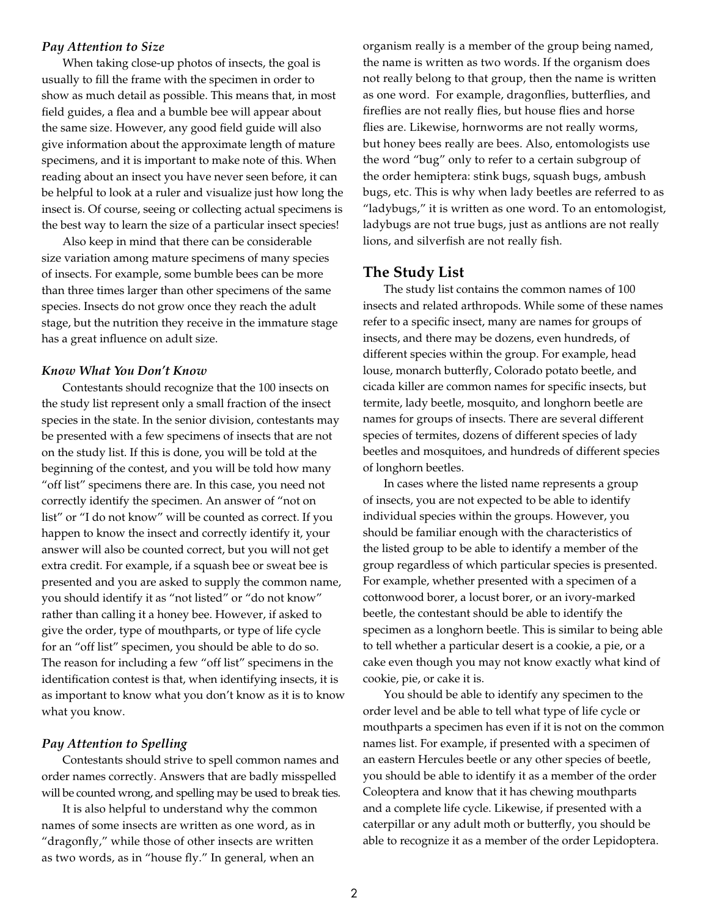### *Pay Attention to Size*

When taking close-up photos of insects, the goal is usually to fill the frame with the specimen in order to show as much detail as possible. This means that, in most field guides, a flea and a bumble bee will appear about the same size. However, any good field guide will also give information about the approximate length of mature specimens, and it is important to make note of this. When reading about an insect you have never seen before, it can be helpful to look at a ruler and visualize just how long the insect is. Of course, seeing or collecting actual specimens is the best way to learn the size of a particular insect species!

Also keep in mind that there can be considerable size variation among mature specimens of many species of insects. For example, some bumble bees can be more than three times larger than other specimens of the same species. Insects do not grow once they reach the adult stage, but the nutrition they receive in the immature stage has a great influence on adult size.

### *Know What You Don't Know*

Contestants should recognize that the 100 insects on the study list represent only a small fraction of the insect species in the state. In the senior division, contestants may be presented with a few specimens of insects that are not on the study list. If this is done, you will be told at the beginning of the contest, and you will be told how many "off list" specimens there are. In this case, you need not correctly identify the specimen. An answer of "not on list" or "I do not know" will be counted as correct. If you happen to know the insect and correctly identify it, your answer will also be counted correct, but you will not get extra credit. For example, if a squash bee or sweat bee is presented and you are asked to supply the common name, you should identify it as "not listed" or "do not know" rather than calling it a honey bee. However, if asked to give the order, type of mouthparts, or type of life cycle for an "off list" specimen, you should be able to do so. The reason for including a few "off list" specimens in the identification contest is that, when identifying insects, it is as important to know what you don't know as it is to know what you know.

### *Pay Attention to Spelling*

Contestants should strive to spell common names and order names correctly. Answers that are badly misspelled will be counted wrong, and spelling may be used to break ties.

It is also helpful to understand why the common names of some insects are written as one word, as in "dragonfly," while those of other insects are written as two words, as in "house fly." In general, when an organism really is a member of the group being named, the name is written as two words. If the organism does not really belong to that group, then the name is written as one word. For example, dragonflies, butterflies, and fireflies are not really flies, but house flies and horse flies are. Likewise, hornworms are not really worms, but honey bees really are bees. Also, entomologists use the word "bug" only to refer to a certain subgroup of the order hemiptera: stink bugs, squash bugs, ambush bugs, etc. This is why when lady beetles are referred to as "ladybugs," it is written as one word. To an entomologist, ladybugs are not true bugs, just as antlions are not really lions, and silverfish are not really fish.

## The Study List

The study list contains the common names of 100 insects and related arthropods. While some of these names refer to a specific insect, many are names for groups of insects, and there may be dozens, even hundreds, of different species within the group. For example, head louse, monarch butterfly, Colorado potato beetle, and cicada killer are common names for specific insects, but termite, lady beetle, mosquito, and longhorn beetle are names for groups of insects. There are several different species of termites, dozens of different species of lady beetles and mosquitoes, and hundreds of different species of longhorn beetles.

In cases where the listed name represents a group of insects, you are not expected to be able to identify individual species within the groups. However, you should be familiar enough with the characteristics of the listed group to be able to identify a member of the group regardless of which particular species is presented. For example, whether presented with a specimen of a cottonwood borer, a locust borer, or an ivory-marked beetle, the contestant should be able to identify the specimen as a longhorn beetle. This is similar to being able to tell whether a particular desert is a cookie, a pie, or a cake even though you may not know exactly what kind of cookie, pie, or cake it is.

You should be able to identify any specimen to the order level and be able to tell what type of life cycle or mouthparts a specimen has even if it is not on the common names list. For example, if presented with a specimen of an eastern Hercules beetle or any other species of beetle, you should be able to identify it as a member of the order Coleoptera and know that it has chewing mouthparts and a complete life cycle. Likewise, if presented with a caterpillar or any adult moth or butterfly, you should be able to recognize it as a member of the order Lepidoptera.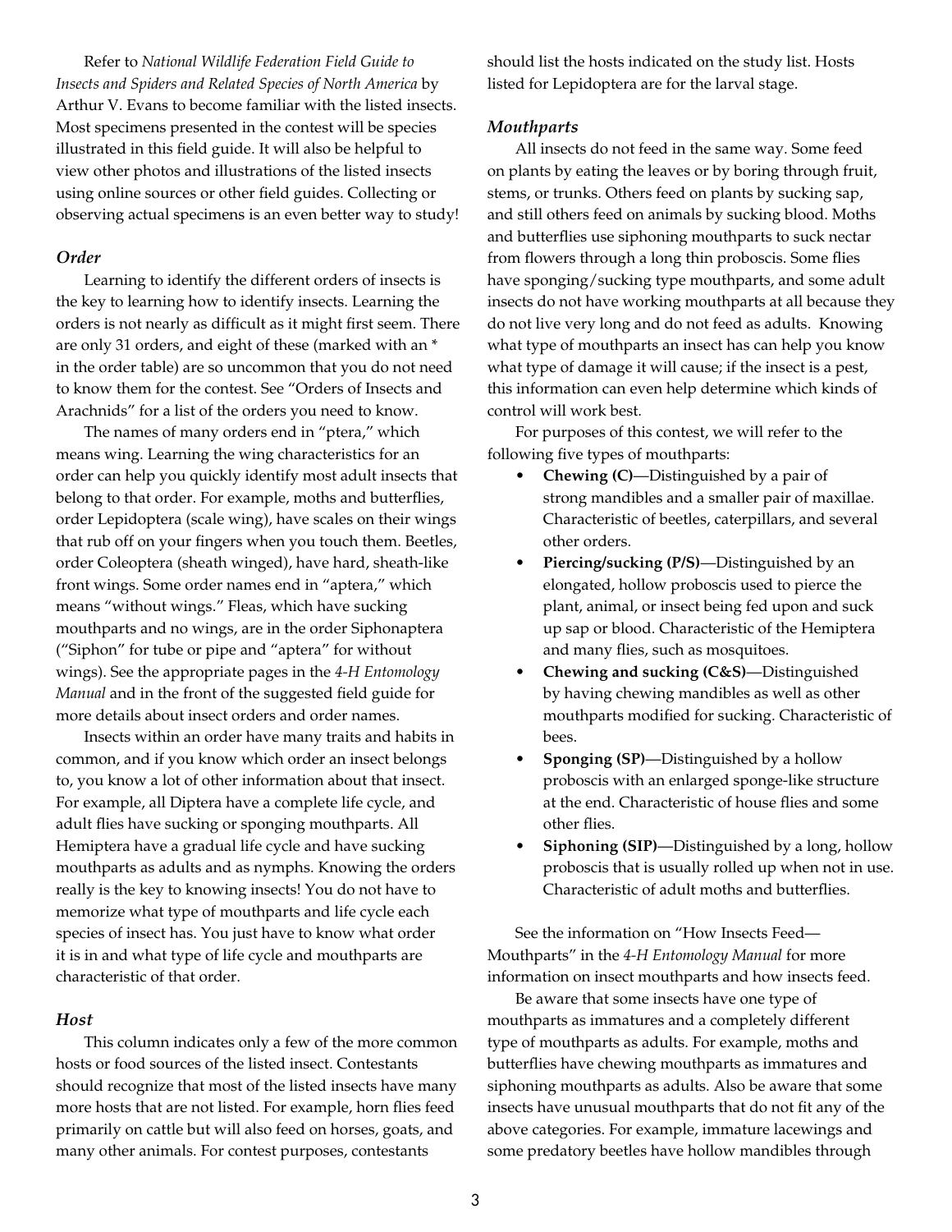Refer to *National Wildlife Federation Field Guide to Insects and Spiders and Related Species of North America* by Arthur V. Evans to become familiar with the listed insects. Most specimens presented in the contest will be species illustrated in this field guide. It will also be helpful to view other photos and illustrations of the listed insects using online sources or other field guides. Collecting or observing actual specimens is an even better way to study!

### *Order*

Learning to identify the different orders of insects is the key to learning how to identify insects. Learning the orders is not nearly as difficult as it might first seem. There are only 31 orders, and eight of these (marked with an * in the order table) are so uncommon that you do not need to know them for the contest. See "Orders of Insects and Arachnids" for a list of the orders you need to know.

The names of many orders end in "ptera," which means wing. Learning the wing characteristics for an order can help you quickly identify most adult insects that belong to that order. For example, moths and butterflies, order Lepidoptera (scale wing), have scales on their wings that rub off on your fingers when you touch them. Beetles, order Coleoptera (sheath winged), have hard, sheath-like front wings. Some order names end in "aptera," which means "without wings." Fleas, which have sucking mouthparts and no wings, are in the order Siphonaptera ("Siphon" for tube or pipe and "aptera" for without wings). See the appropriate pages in the *4-H Entomology Manual* and in the front of the suggested field guide for more details about insect orders and order names.

Insects within an order have many traits and habits in common, and if you know which order an insect belongs to, you know a lot of other information about that insect. For example, all Diptera have a complete life cycle, and adult flies have sucking or sponging mouthparts. All Hemiptera have a gradual life cycle and have sucking mouthparts as adults and as nymphs. Knowing the orders really is the key to knowing insects! You do not have to memorize what type of mouthparts and life cycle each species of insect has. You just have to know what order it is in and what type of life cycle and mouthparts are characteristic of that order.

### *Host*

This column indicates only a few of the more common hosts or food sources of the listed insect. Contestants should recognize that most of the listed insects have many more hosts that are not listed. For example, horn flies feed primarily on cattle but will also feed on horses, goats, and many other animals. For contest purposes, contestants should list the hosts indicated on the study list. Hosts listed for Lepidoptera are for the larval stage.

### *Mouthparts*

All insects do not feed in the same way. Some feed on plants by eating the leaves or by boring through fruit, stems, or trunks. Others feed on plants by sucking sap, and still others feed on animals by sucking blood. Moths and butterflies use siphoning mouthparts to suck nectar from flowers through a long thin proboscis. Some flies have sponging/sucking type mouthparts, and some adult insects do not have working mouthparts at all because they do not live very long and do not feed as adults. Knowing what type of mouthparts an insect has can help you know what type of damage it will cause; if the insect is a pest, this information can even help determine which kinds of control will work best.

For purposes of this contest, we will refer to the following five types of mouthparts:

- **Chewing (C)**—Distinguished by a pair of strong mandibles and a smaller pair of maxillae. Characteristic of beetles, caterpillars, and several other orders.
- **Piercing/sucking (P/S)**—Distinguished by an elongated, hollow proboscis used to pierce the plant, animal, or insect being fed upon and suck up sap or blood. Characteristic of the Hemiptera and many flies, such as mosquitoes.
- **Chewing and sucking (C&S)**—Distinguished by having chewing mandibles as well as other mouthparts modified for sucking. Characteristic of bees.
- **Sponging (SP)**—Distinguished by a hollow proboscis with an enlarged sponge-like structure at the end. Characteristic of house flies and some other flies.
- **Siphoning (SIP)**—Distinguished by a long, hollow proboscis that is usually rolled up when not in use. Characteristic of adult moths and butterflies.

See the information on "How Insects Feed—Mouthparts" in the *4-H Entomology Manual* for more information on insect mouthparts and how insects feed.

Be aware that some insects have one type of mouthparts as immatures and a completely different type of mouthparts as adults. For example, moths and butterflies have chewing mouthparts as immatures and siphoning mouthparts as adults. Also be aware that some insects have unusual mouthparts that do not fit any of the above categories. For example, immature lacewings and some predatory beetles have hollow mandibles through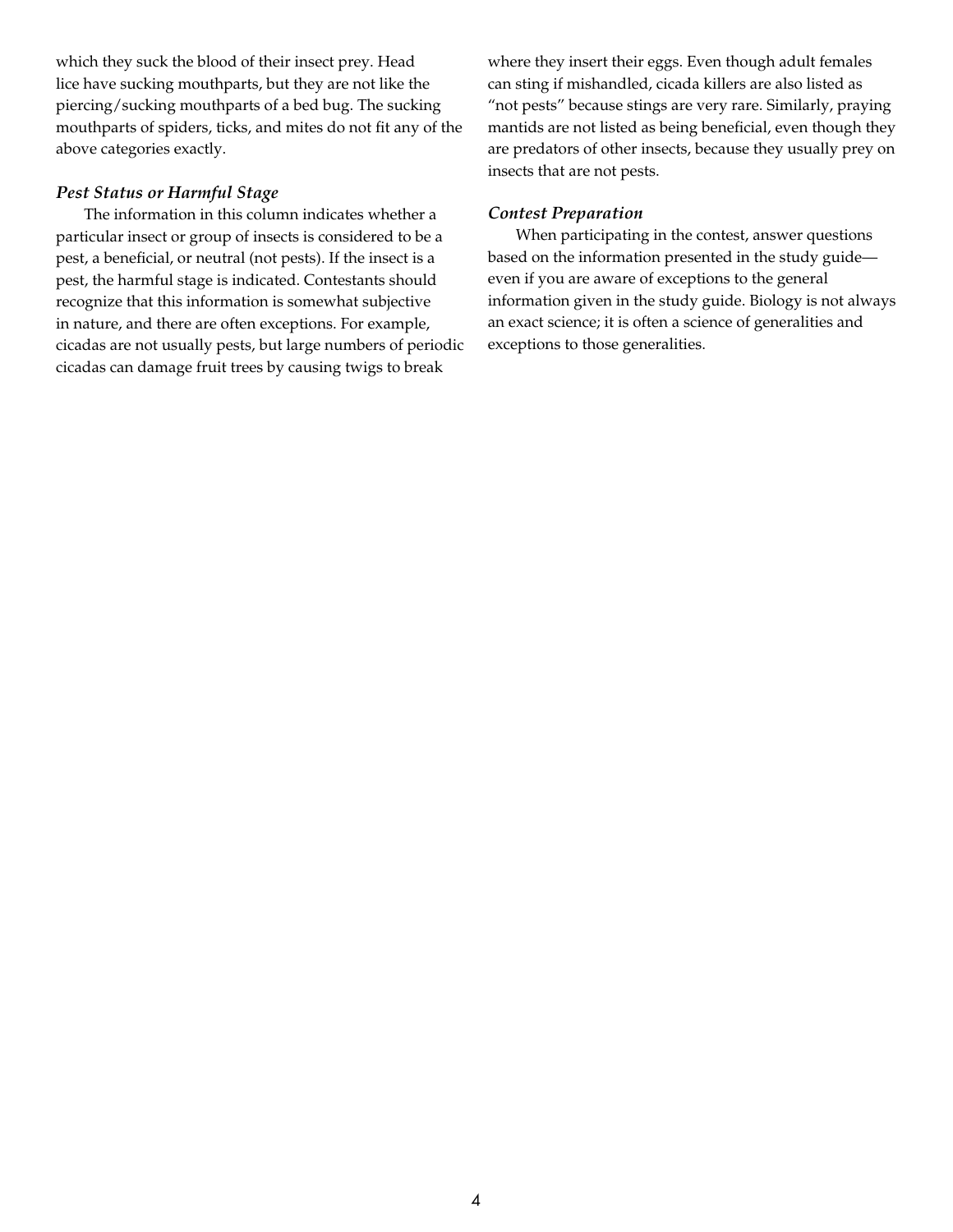which they suck the blood of their insect prey. Head lice have sucking mouthparts, but they are not like the piercing/sucking mouthparts of a bed bug. The sucking mouthparts of spiders, ticks, and mites do not fit any of the above categories exactly.

### *Pest Status or Harmful Stage*

The information in this column indicates whether a particular insect or group of insects is considered to be a pest, a beneficial, or neutral (not pests). If the insect is a pest, the harmful stage is indicated. Contestants should recognize that this information is somewhat subjective in nature, and there are often exceptions. For example, cicadas are not usually pests, but large numbers of periodic cicadas can damage fruit trees by causing twigs to break where they insert their eggs. Even though adult females can sting if mishandled, cicada killers are also listed as "not pests" because stings are very rare. Similarly, praying mantids are not listed as being beneficial, even though they are predators of other insects, because they usually prey on insects that are not pests.

### *Contest Preparation*

When participating in the contest, answer questions based on the information presented in the study guide—even if you are aware of exceptions to the general information given in the study guide. Biology is not always an exact science; it is often a science of generalities and exceptions to those generalities.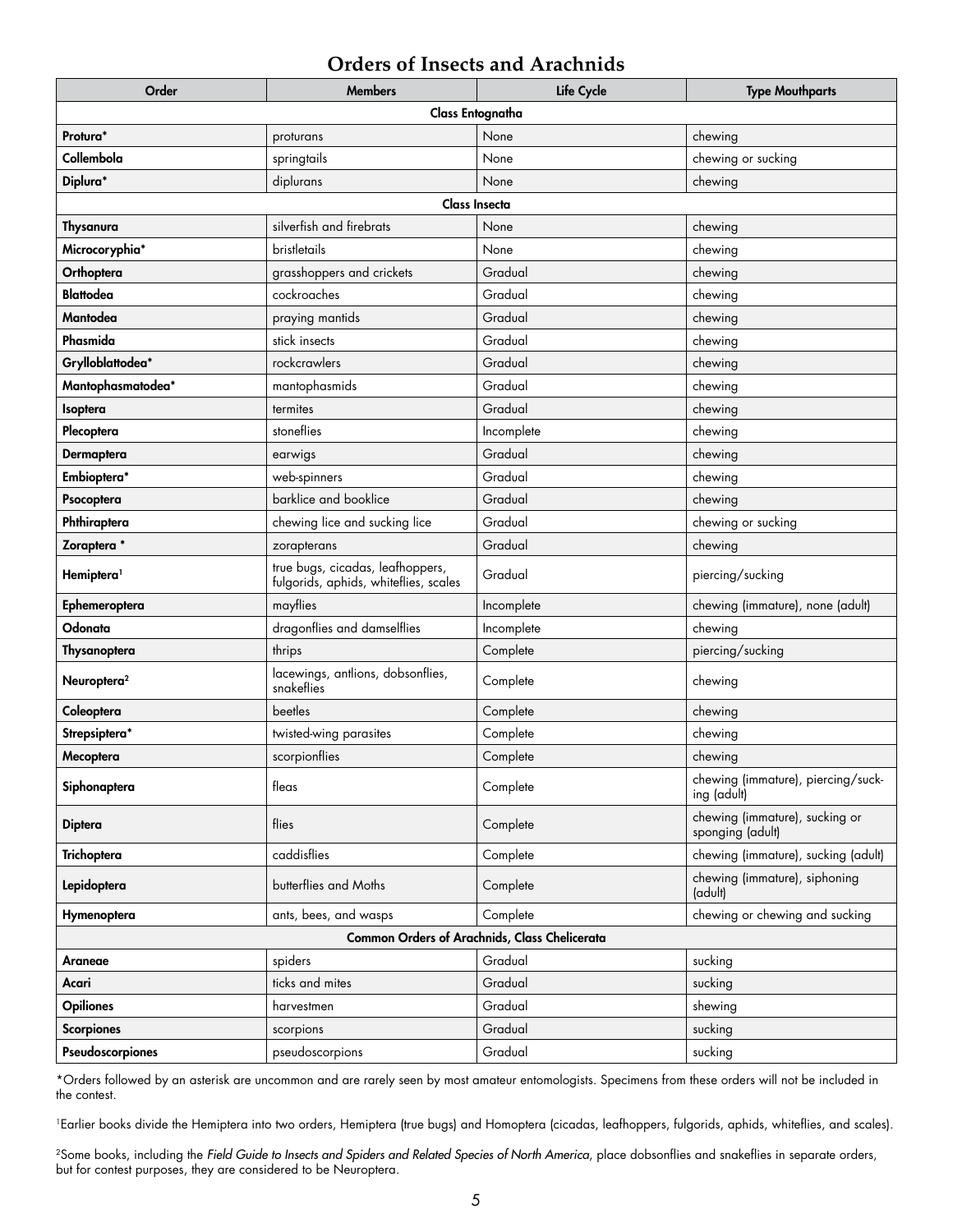## Orders of Insects and Arachnids

| Order | Members | Life Cycle | Type Mouthparts |
|---|---|---|---|
| **Class Entognatha** | | | |
| **Protura*** | proturans | None | chewing |
| **Collembola** | springtails | None | chewing or sucking |
| **Diplura*** | diplurans | None | chewing |
| **Class Insecta** | | | |
| **Thysanura** | silverfish and firebrats | None | chewing |
| **Microcoryphia*** | bristletails | None | chewing |
| **Orthoptera** | grasshoppers and crickets | Gradual | chewing |
| **Blattodea** | cockroaches | Gradual | chewing |
| **Mantodea** | praying mantids | Gradual | chewing |
| **Phasmida** | stick insects | Gradual | chewing |
| **Grylloblattodea*** | rockcrawlers | Gradual | chewing |
| **Mantophasmatodea*** | mantophasmids | Gradual | chewing |
| **Isoptera** | termites | Gradual | chewing |
| **Plecoptera** | stoneflies | Incomplete | chewing |
| **Dermaptera** | earwigs | Gradual | chewing |
| **Embioptera*** | web-spinners | Gradual | chewing |
| **Psocoptera** | barklice and booklice | Gradual | chewing |
| **Phthiraptera** | chewing lice and sucking lice | Gradual | chewing or sucking |
| **Zoraptera *** | zorapterans | Gradual | chewing |
| **Hemiptera**[1] | true bugs, cicadas, leafhoppers, fulgorids, aphids, whiteflies, scales | Gradual | piercing/sucking |
| **Ephemeroptera** | mayflies | Incomplete | chewing (immature), none (adult) |
| **Odonata** | dragonflies and damselflies | Incomplete | chewing |
| **Thysanoptera** | thrips | Complete | piercing/sucking |
| **Neuroptera**[2] | lacewings, antlions, dobsonflies, snakeflies | Complete | chewing |
| **Coleoptera** | beetles | Complete | chewing |
| **Strepsiptera*** | twisted-wing parasites | Complete | chewing |
| **Mecoptera** | scorpionflies | Complete | chewing |
| **Siphonaptera** | fleas | Complete | chewing (immature), piercing/sucking (adult) |
| **Diptera** | flies | Complete | chewing (immature), sucking or sponging (adult) |
| **Trichoptera** | caddisflies | Complete | chewing (immature), sucking (adult) |
| **Lepidoptera** | butterflies and Moths | Complete | chewing (immature), siphoning (adult) |
| **Hymenoptera** | ants, bees, and wasps | Complete | chewing or chewing and sucking |
| **Common Orders of Arachnids, Class Chelicerata** | | | |
| **Araneae** | spiders | Gradual | sucking |
| **Acari** | ticks and mites | Gradual | sucking |
| **Opiliones** | harvestmen | Gradual | shewing |
| **Scorpiones** | scorpions | Gradual | sucking |
| **Pseudoscorpiones** | pseudoscorpions | Gradual | sucking |

*Orders followed by an asterisk are uncommon and are rarely seen by most amateur entomologists. Specimens from these orders will not be included in the contest.

[1]Earlier books divide the Hemiptera into two orders, Hemiptera (true bugs) and Homoptera (cicadas, leafhoppers, fulgorids, aphids, whiteflies, and scales).

[2]Some books, including the *Field Guide to Insects and Spiders and Related Species of North America*, place dobsonflies and snakeflies in separate orders, but for contest purposes, they are considered to be Neuroptera.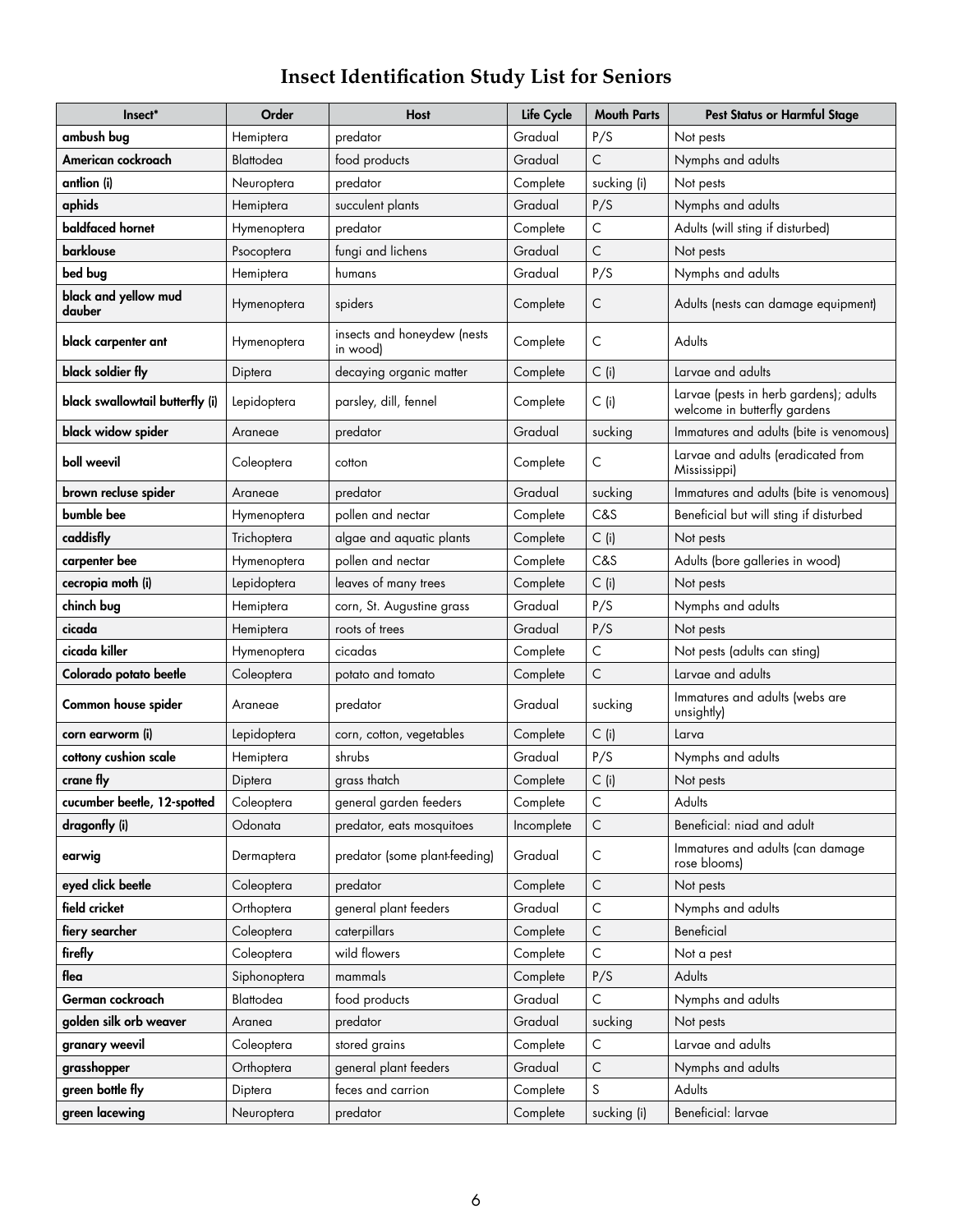# Insect Identification Study List for Seniors

| Insect* | Order | Host | Life Cycle | Mouth Parts | Pest Status or Harmful Stage |
|---|---|---|---|---|---|
| **ambush bug** | Hemiptera | predator | Gradual | P/S | Not pests |
| **American cockroach** | Blattodea | food products | Gradual | C | Nymphs and adults |
| **antlion (i)** | Neuroptera | predator | Complete | sucking (i) | Not pests |
| **aphids** | Hemiptera | succulent plants | Gradual | P/S | Nymphs and adults |
| **baldfaced hornet** | Hymenoptera | predator | Complete | C | Adults (will sting if disturbed) |
| **barklouse** | Psocoptera | fungi and lichens | Gradual | C | Not pests |
| **bed bug** | Hemiptera | humans | Gradual | P/S | Nymphs and adults |
| **black and yellow mud dauber** | Hymenoptera | spiders | Complete | C | Adults (nests can damage equipment) |
| **black carpenter ant** | Hymenoptera | insects and honeydew (nests in wood) | Complete | C | Adults |
| **black soldier fly** | Diptera | decaying organic matter | Complete | C (i) | Larvae and adults |
| **black swallowtail butterfly (i)** | Lepidoptera | parsley, dill, fennel | Complete | C (i) | Larvae (pests in herb gardens); adults welcome in butterfly gardens |
| **black widow spider** | Araneae | predator | Gradual | sucking | Immatures and adults (bite is venomous) |
| **boll weevil** | Coleoptera | cotton | Complete | C | Larvae and adults (eradicated from Mississippi) |
| **brown recluse spider** | Araneae | predator | Gradual | sucking | Immatures and adults (bite is venomous) |
| **bumble bee** | Hymenoptera | pollen and nectar | Complete | C&S | Beneficial but will sting if disturbed |
| **caddisfly** | Trichoptera | algae and aquatic plants | Complete | C (i) | Not pests |
| **carpenter bee** | Hymenoptera | pollen and nectar | Complete | C&S | Adults (bore galleries in wood) |
| **cecropia moth (i)** | Lepidoptera | leaves of many trees | Complete | C (i) | Not pests |
| **chinch bug** | Hemiptera | corn, St. Augustine grass | Gradual | P/S | Nymphs and adults |
| **cicada** | Hemiptera | roots of trees | Gradual | P/S | Not pests |
| **cicada killer** | Hymenoptera | cicadas | Complete | C | Not pests (adults can sting) |
| **Colorado potato beetle** | Coleoptera | potato and tomato | Complete | C | Larvae and adults |
| **Common house spider** | Araneae | predator | Gradual | sucking | Immatures and adults (webs are unsightly) |
| **corn earworm (i)** | Lepidoptera | corn, cotton, vegetables | Complete | C (i) | Larva |
| **cottony cushion scale** | Hemiptera | shrubs | Gradual | P/S | Nymphs and adults |
| **crane fly** | Diptera | grass thatch | Complete | C (i) | Not pests |
| **cucumber beetle, 12-spotted** | Coleoptera | general garden feeders | Complete | C | Adults |
| **dragonfly (i)** | Odonata | predator, eats mosquitoes | Incomplete | C | Beneficial: niad and adult |
| **earwig** | Dermaptera | predator (some plant-feeding) | Gradual | C | Immatures and adults (can damage rose blooms) |
| **eyed click beetle** | Coleoptera | predator | Complete | C | Not pests |
| **field cricket** | Orthoptera | general plant feeders | Gradual | C | Nymphs and adults |
| **fiery searcher** | Coleoptera | caterpillars | Complete | C | Beneficial |
| **firefly** | Coleoptera | wild flowers | Complete | C | Not a pest |
| **flea** | Siphonoptera | mammals | Complete | P/S | Adults |
| **German cockroach** | Blattodea | food products | Gradual | C | Nymphs and adults |
| **golden silk orb weaver** | Aranea | predator | Gradual | sucking | Not pests |
| **granary weevil** | Coleoptera | stored grains | Complete | C | Larvae and adults |
| **grasshopper** | Orthoptera | general plant feeders | Gradual | C | Nymphs and adults |
| **green bottle fly** | Diptera | feces and carrion | Complete | S | Adults |
| **green lacewing** | Neuroptera | predator | Complete | sucking (i) | Beneficial: larvae |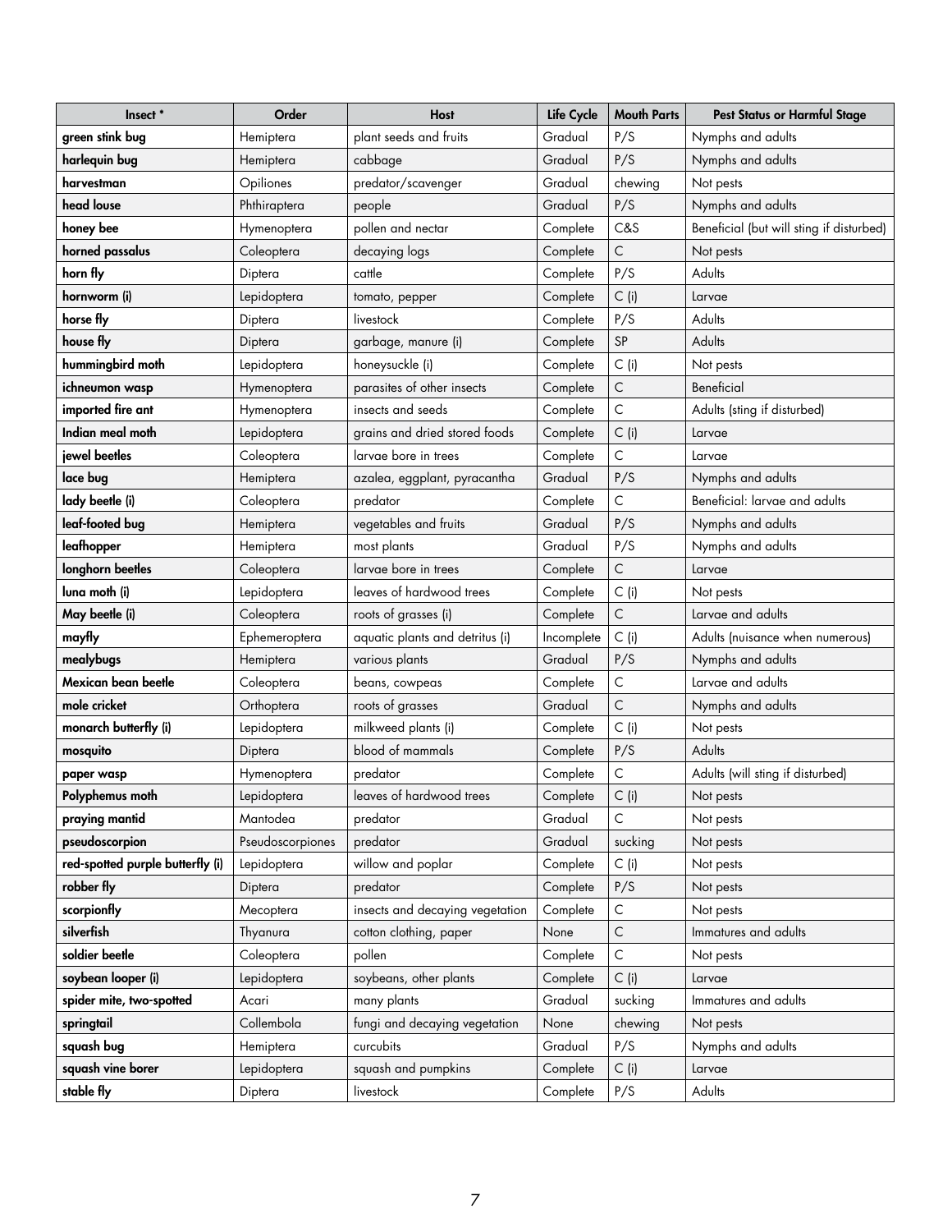| Insect * | Order | Host | Life Cycle | Mouth Parts | Pest Status or Harmful Stage |
|---|---|---|---|---|---|
| **green stink bug** | Hemiptera | plant seeds and fruits | Gradual | P/S | Nymphs and adults |
| **harlequin bug** | Hemiptera | cabbage | Gradual | P/S | Nymphs and adults |
| **harvestman** | Opiliones | predator/scavenger | Gradual | chewing | Not pests |
| **head louse** | Phthiraptera | people | Gradual | P/S | Nymphs and adults |
| **honey bee** | Hymenoptera | pollen and nectar | Complete | C&S | Beneficial (but will sting if disturbed) |
| **horned passalus** | Coleoptera | decaying logs | Complete | C | Not pests |
| **horn fly** | Diptera | cattle | Complete | P/S | Adults |
| **hornworm (i)** | Lepidoptera | tomato, pepper | Complete | C (i) | Larvae |
| **horse fly** | Diptera | livestock | Complete | P/S | Adults |
| **house fly** | Diptera | garbage, manure (i) | Complete | SP | Adults |
| **hummingbird moth** | Lepidoptera | honeysuckle (i) | Complete | C (i) | Not pests |
| **ichneumon wasp** | Hymenoptera | parasites of other insects | Complete | C | Beneficial |
| **imported fire ant** | Hymenoptera | insects and seeds | Complete | C | Adults (sting if disturbed) |
| **Indian meal moth** | Lepidoptera | grains and dried stored foods | Complete | C (i) | Larvae |
| **jewel beetles** | Coleoptera | larvae bore in trees | Complete | C | Larvae |
| **lace bug** | Hemiptera | azalea, eggplant, pyracantha | Gradual | P/S | Nymphs and adults |
| **lady beetle (i)** | Coleoptera | predator | Complete | C | Beneficial: larvae and adults |
| **leaf-footed bug** | Hemiptera | vegetables and fruits | Gradual | P/S | Nymphs and adults |
| **leafhopper** | Hemiptera | most plants | Gradual | P/S | Nymphs and adults |
| **longhorn beetles** | Coleoptera | larvae bore in trees | Complete | C | Larvae |
| **luna moth (i)** | Lepidoptera | leaves of hardwood trees | Complete | C (i) | Not pests |
| **May beetle (i)** | Coleoptera | roots of grasses (i) | Complete | C | Larvae and adults |
| **mayfly** | Ephemeroptera | aquatic plants and detritus (i) | Incomplete | C (i) | Adults (nuisance when numerous) |
| **mealybugs** | Hemiptera | various plants | Gradual | P/S | Nymphs and adults |
| **Mexican bean beetle** | Coleoptera | beans, cowpeas | Complete | C | Larvae and adults |
| **mole cricket** | Orthoptera | roots of grasses | Gradual | C | Nymphs and adults |
| **monarch butterfly (i)** | Lepidoptera | milkweed plants (i) | Complete | C (i) | Not pests |
| **mosquito** | Diptera | blood of mammals | Complete | P/S | Adults |
| **paper wasp** | Hymenoptera | predator | Complete | C | Adults (will sting if disturbed) |
| **Polyphemus moth** | Lepidoptera | leaves of hardwood trees | Complete | C (i) | Not pests |
| **praying mantid** | Mantodea | predator | Gradual | C | Not pests |
| **pseudoscorpion** | Pseudoscorpiones | predator | Gradual | sucking | Not pests |
| **red-spotted purple butterfly (i)** | Lepidoptera | willow and poplar | Complete | C (i) | Not pests |
| **robber fly** | Diptera | predator | Complete | P/S | Not pests |
| **scorpionfly** | Mecoptera | insects and decaying vegetation | Complete | C | Not pests |
| **silverfish** | Thyanura | cotton clothing, paper | None | C | Immatures and adults |
| **soldier beetle** | Coleoptera | pollen | Complete | C | Not pests |
| **soybean looper (i)** | Lepidoptera | soybeans, other plants | Complete | C (i) | Larvae |
| **spider mite, two-spotted** | Acari | many plants | Gradual | sucking | Immatures and adults |
| **springtail** | Collembola | fungi and decaying vegetation | None | chewing | Not pests |
| **squash bug** | Hemiptera | curcubits | Gradual | P/S | Nymphs and adults |
| **squash vine borer** | Lepidoptera | squash and pumpkins | Complete | C (i) | Larvae |
| **stable fly** | Diptera | livestock | Complete | P/S | Adults |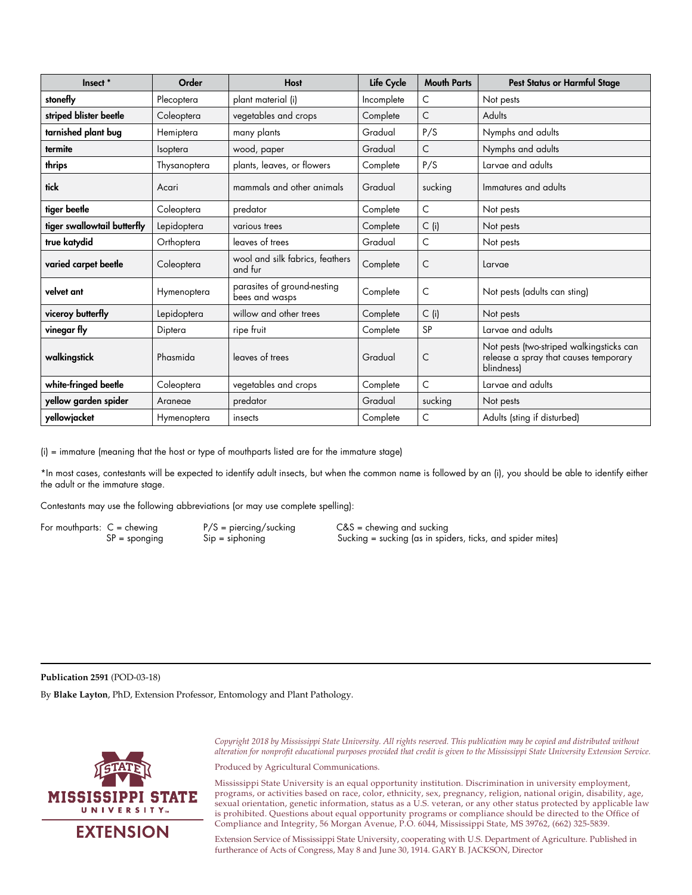| Insect * | Order | Host | Life Cycle | Mouth Parts | Pest Status or Harmful Stage |
|---|---|---|---|---|---|
| **stonefly** | Plecoptera | plant material (i) | Incomplete | C | Not pests |
| **striped blister beetle** | Coleoptera | vegetables and crops | Complete | C | Adults |
| **tarnished plant bug** | Hemiptera | many plants | Gradual | P/S | Nymphs and adults |
| **termite** | Isoptera | wood, paper | Gradual | C | Nymphs and adults |
| **thrips** | Thysanoptera | plants, leaves, or flowers | Complete | P/S | Larvae and adults |
| **tick** | Acari | mammals and other animals | Gradual | sucking | Immatures and adults |
| **tiger beetle** | Coleoptera | predator | Complete | C | Not pests |
| **tiger swallowtail butterfly** | Lepidoptera | various trees | Complete | C (i) | Not pests |
| **true katydid** | Orthoptera | leaves of trees | Gradual | C | Not pests |
| **varied carpet beetle** | Coleoptera | wool and silk fabrics, feathers and fur | Complete | C | Larvae |
| **velvet ant** | Hymenoptera | parasites of ground-nesting bees and wasps | Complete | C | Not pests (adults can sting) |
| **viceroy butterfly** | Lepidoptera | willow and other trees | Complete | C (i) | Not pests |
| **vinegar fly** | Diptera | ripe fruit | Complete | SP | Larvae and adults |
| **walkingstick** | Phasmida | leaves of trees | Gradual | C | Not pests (two-striped walkingsticks can release a spray that causes temporary blindness) |
| **white-fringed beetle** | Coleoptera | vegetables and crops | Complete | C | Larvae and adults |
| **yellow garden spider** | Araneae | predator | Gradual | sucking | Not pests |
| **yellowjacket** | Hymenoptera | insects | Complete | C | Adults (sting if disturbed) |

(i) = immature (meaning that the host or type of mouthparts listed are for the immature stage)

*In most cases, contestants will be expected to identify adult insects, but when the common name is followed by an (i), you should be able to identify either the adult or the immature stage.

Contestants may use the following abbreviations (or may use complete spelling):

For mouthparts: C = chewing, P/S = piercing/sucking, C&S = chewing and sucking, SP = sponging, Sip = siphoning, Sucking = sucking (as in spiders, ticks, and spider mites)

---

**Publication 2591** (POD-03-18)

By **Blake Layton**, PhD, Extension Professor, Entomology and Plant Pathology.

MISSISSIPPI STATE UNIVERSITY™ EXTENSION

*Copyright 2018 by Mississippi State University. All rights reserved. This publication may be copied and distributed without alteration for nonprofit educational purposes provided that credit is given to the Mississippi State University Extension Service.*

Produced by Agricultural Communications.

Mississippi State University is an equal opportunity institution. Discrimination in university employment, programs, or activities based on race, color, ethnicity, sex, pregnancy, religion, national origin, disability, age, sexual orientation, genetic information, status as a U.S. veteran, or any other status protected by applicable law is prohibited. Questions about equal opportunity programs or compliance should be directed to the Office of Compliance and Integrity, 56 Morgan Avenue, P.O. 6044, Mississippi State, MS 39762, (662) 325-5839.

Extension Service of Mississippi State University, cooperating with U.S. Department of Agriculture. Published in furtherance of Acts of Congress, May 8 and June 30, 1914. GARY B. JACKSON, Director